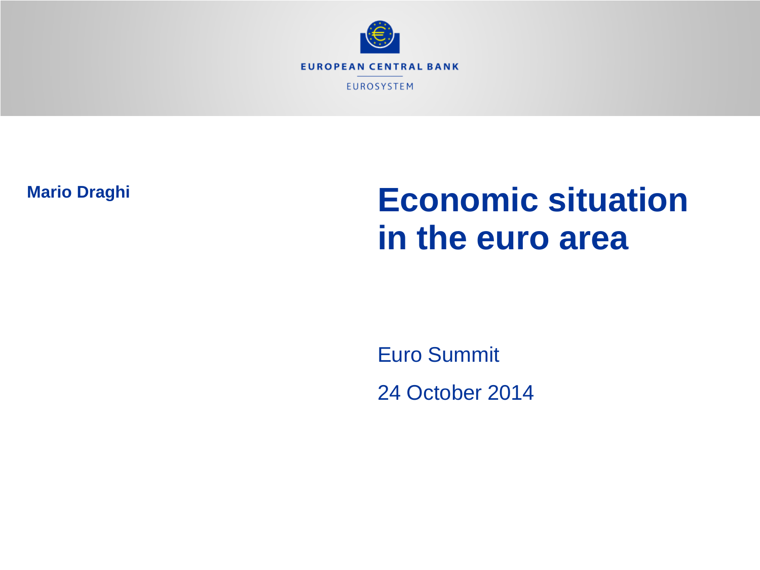EUROPEAN CENTRAL BANK

EUROSYSTEM

**Mario Draghi**

# Economic situation in the euro area

Euro Summit

24 October 2014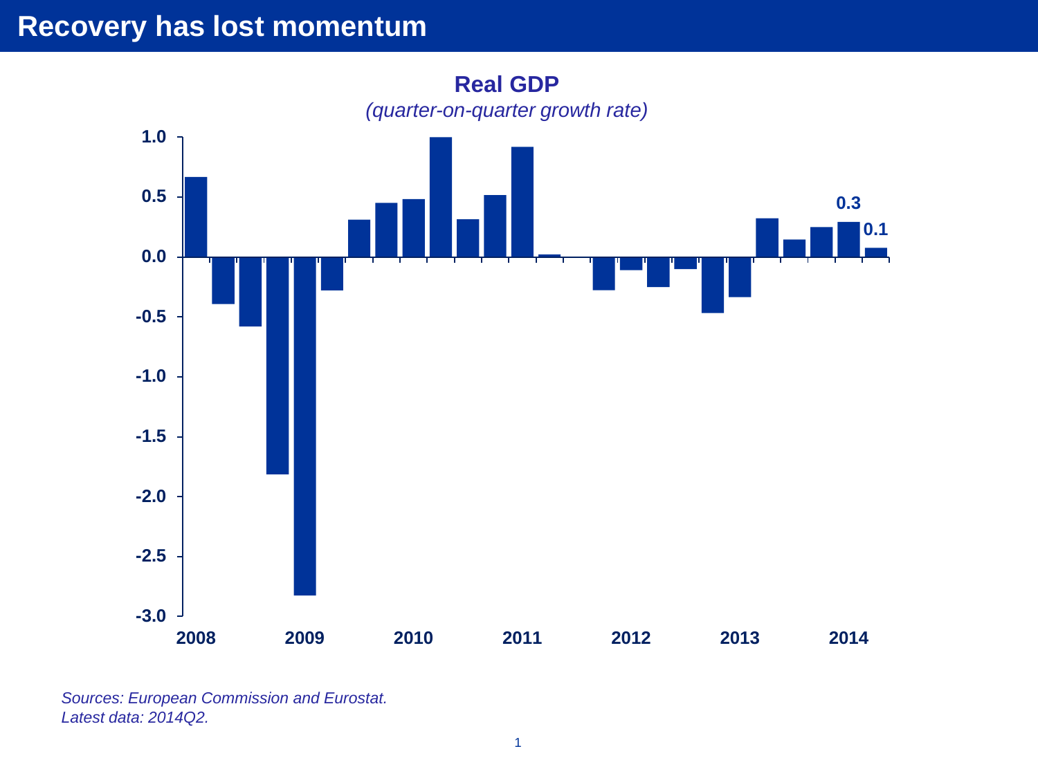# Recovery has lost momentum

**Real GDP**

*(quarter-on-quarter growth rate)*

*Sources: European Commission and Eurostat.*
*Latest data: 2014Q2.*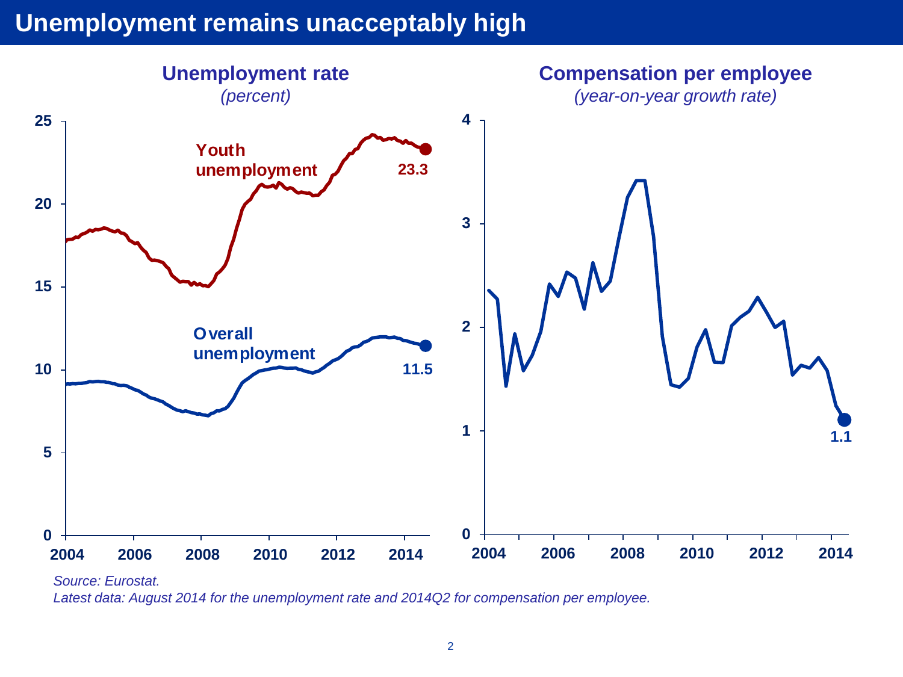# Unemployment remains unacceptably high

**Unemployment rate**
*(percent)*

Youth unemployment: 23.3

Overall unemployment: 11.5

**Compensation per employee**
*(year-on-year growth rate)*

1.1

*Source: Eurostat.*
*Latest data: August 2014 for the unemployment rate and 2014Q2 for compensation per employee.*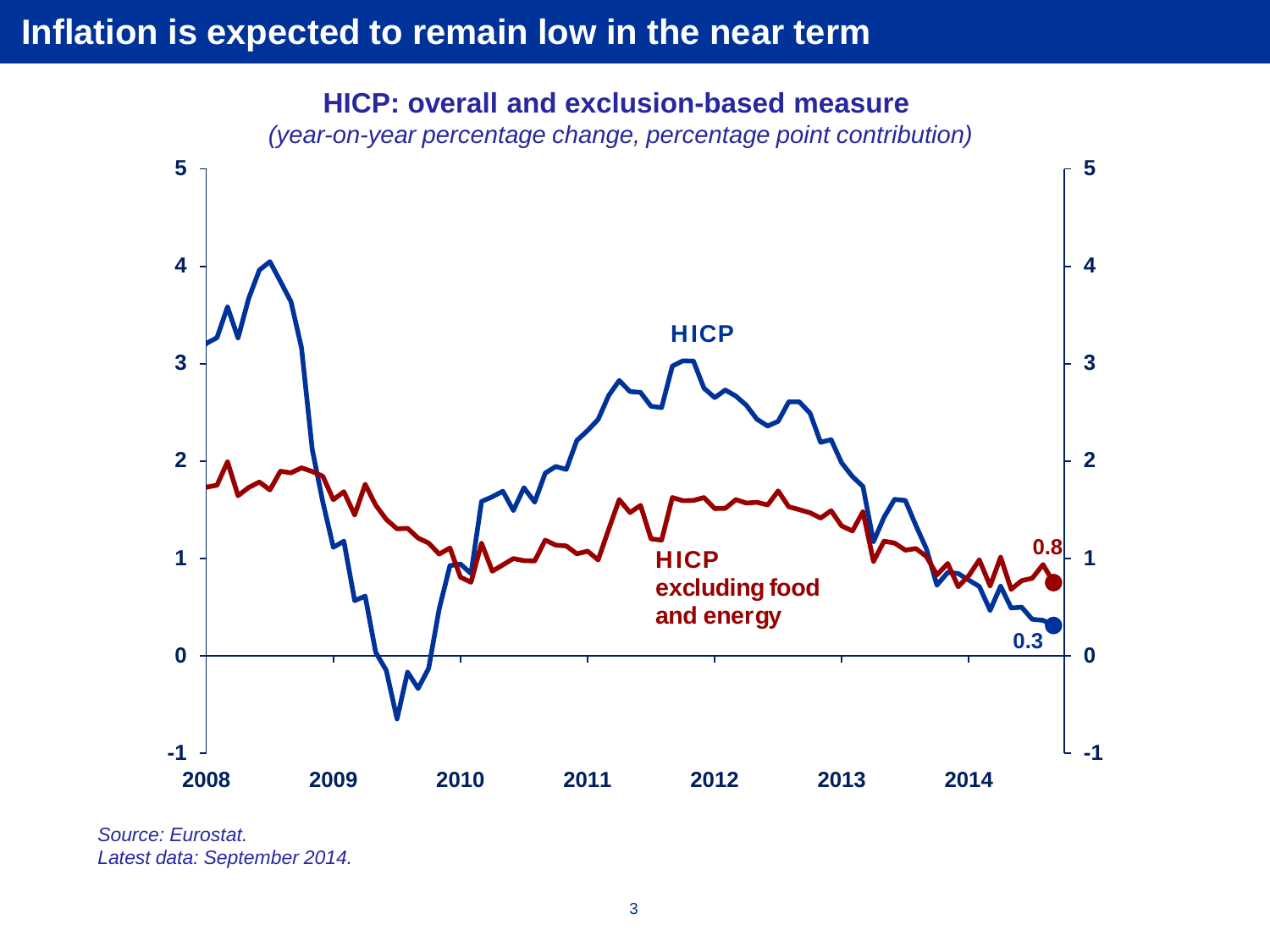# Inflation is expected to remain low in the near term

**HICP: overall and exclusion-based measure**

*(year-on-year percentage change, percentage point contribution)*

*Source: Eurostat.*
*Latest data: September 2014.*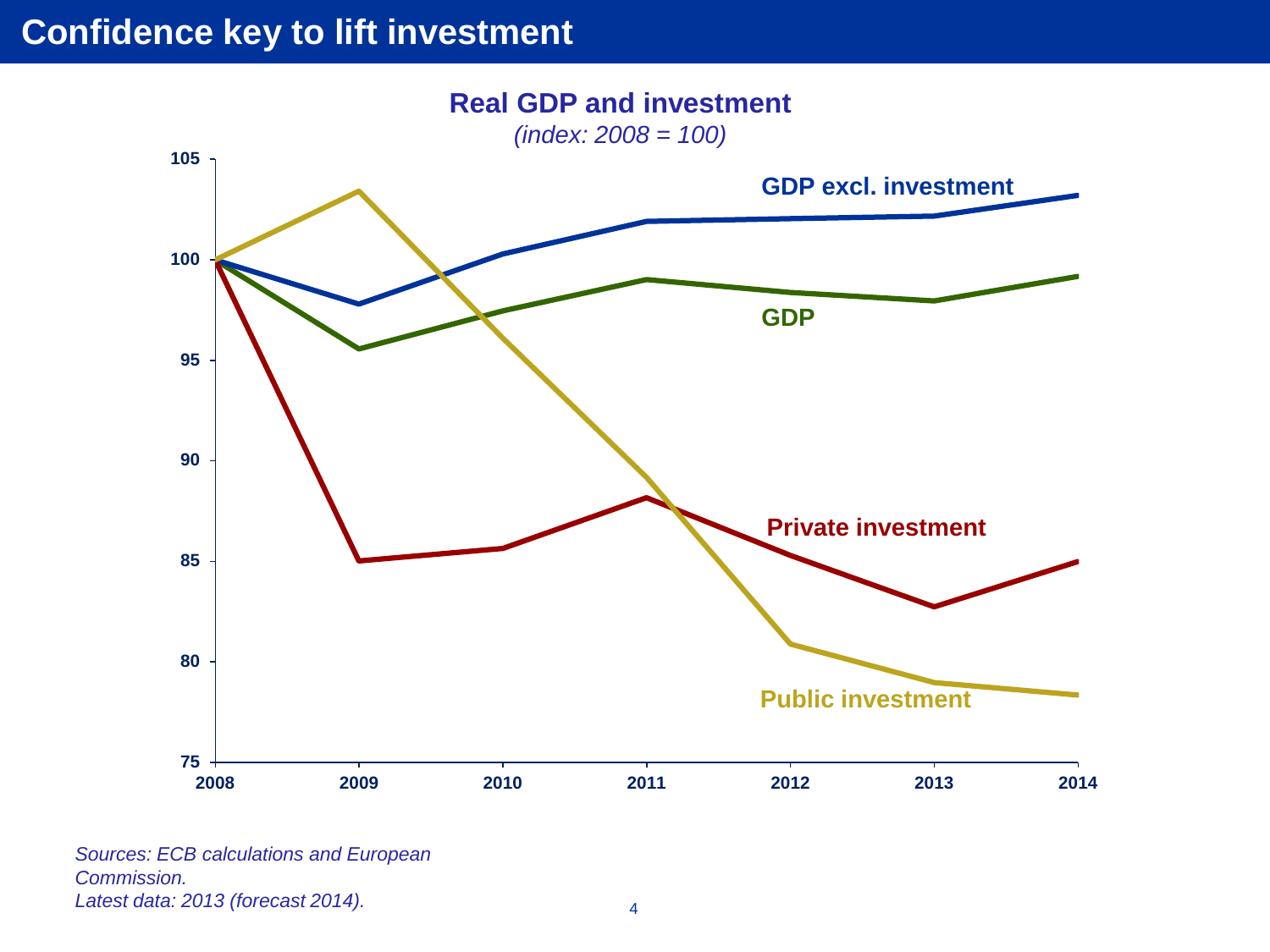# Confidence key to lift investment

**Real GDP and investment**

*(index: 2008 = 100)*

*Sources: ECB calculations and European Commission.*
*Latest data: 2013 (forecast 2014).*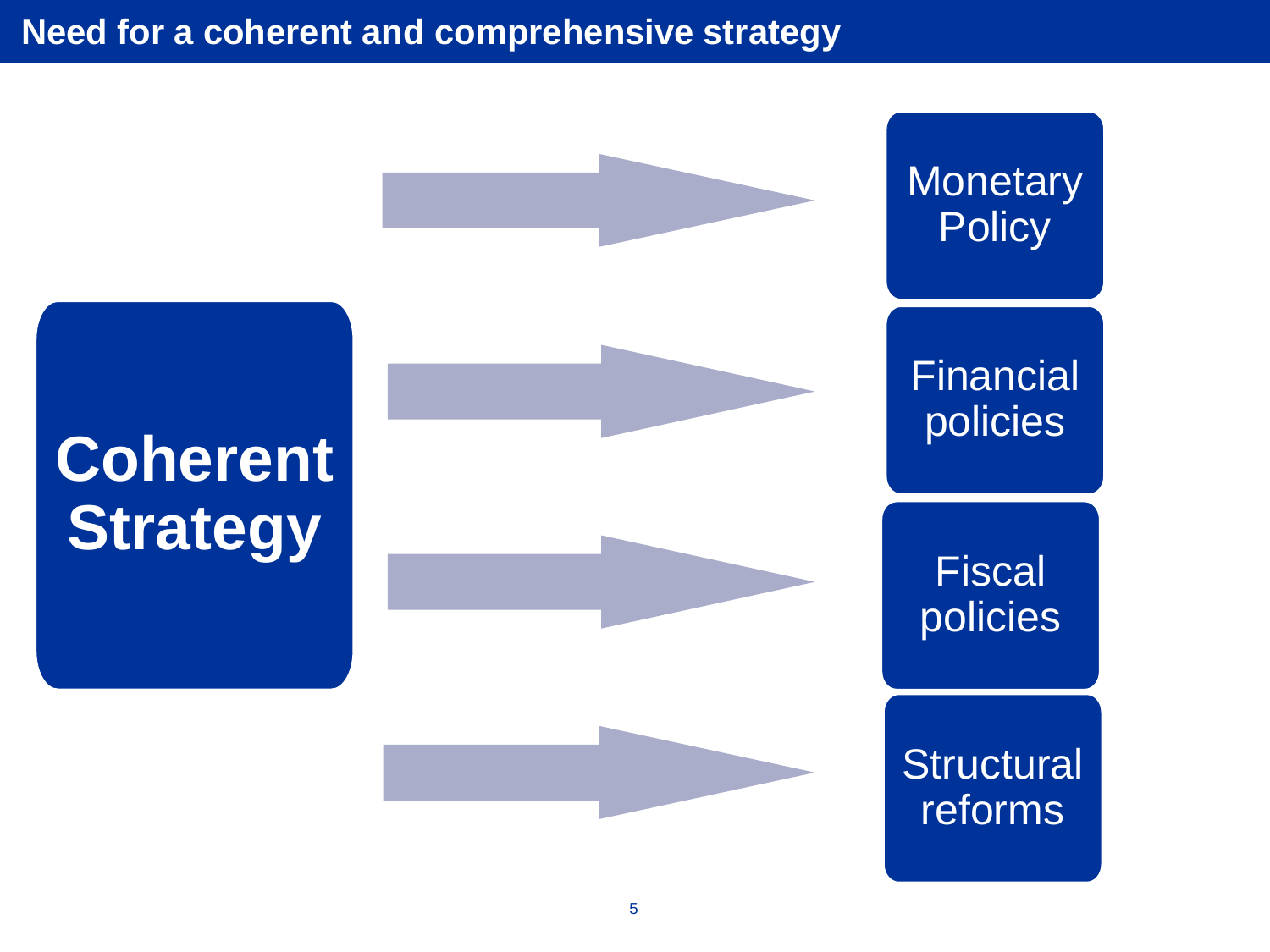# Need for a coherent and comprehensive strategy

**Coherent Strategy**

- Monetary Policy
- Financial policies
- Fiscal policies
- Structural reforms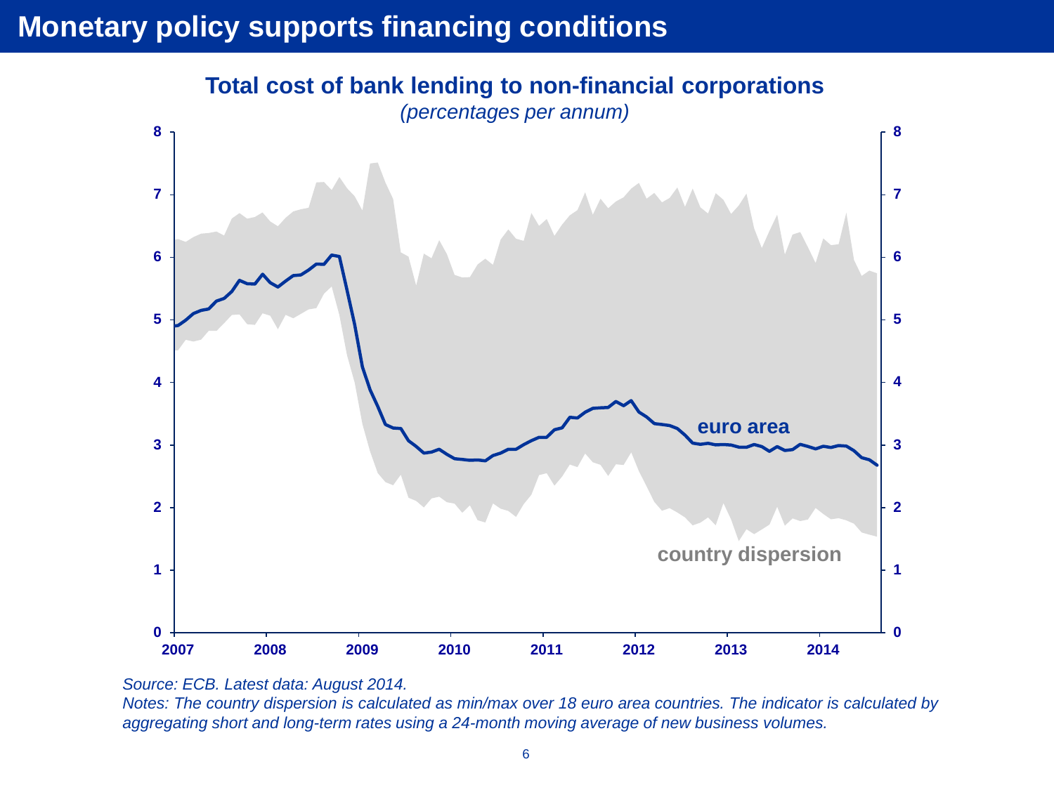# Monetary policy supports financing conditions

**Total cost of bank lending to non-financial corporations**

*(percentages per annum)*

*Source: ECB. Latest data: August 2014.*

*Notes: The country dispersion is calculated as min/max over 18 euro area countries. The indicator is calculated by aggregating short and long-term rates using a 24-month moving average of new business volumes.*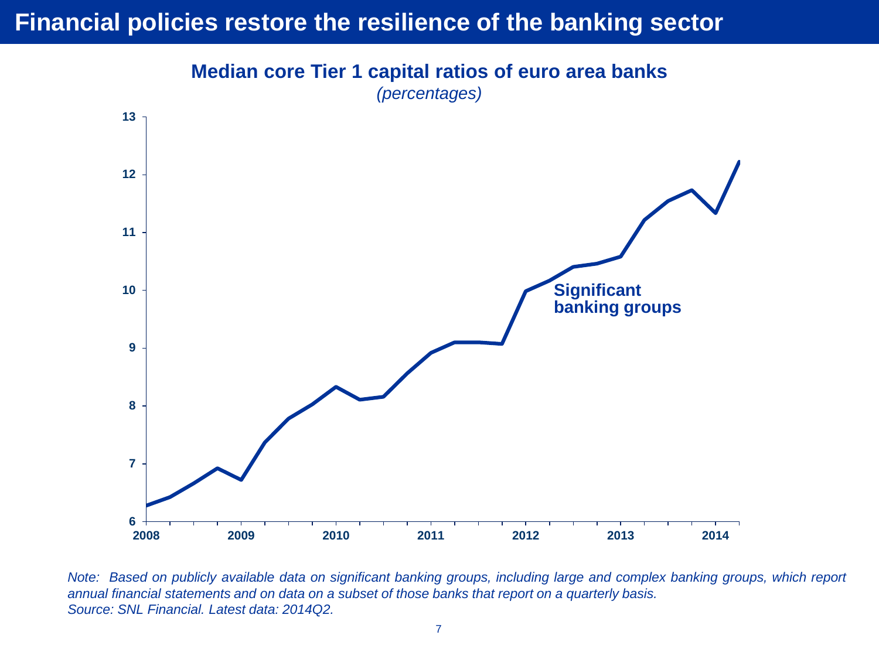# Financial policies restore the resilience of the banking sector

**Median core Tier 1 capital ratios of euro area banks**

*(percentages)*

*Note: Based on publicly available data on significant banking groups, including large and complex banking groups, which report annual financial statements and on data on a subset of those banks that report on a quarterly basis.*
*Source: SNL Financial. Latest data: 2014Q2.*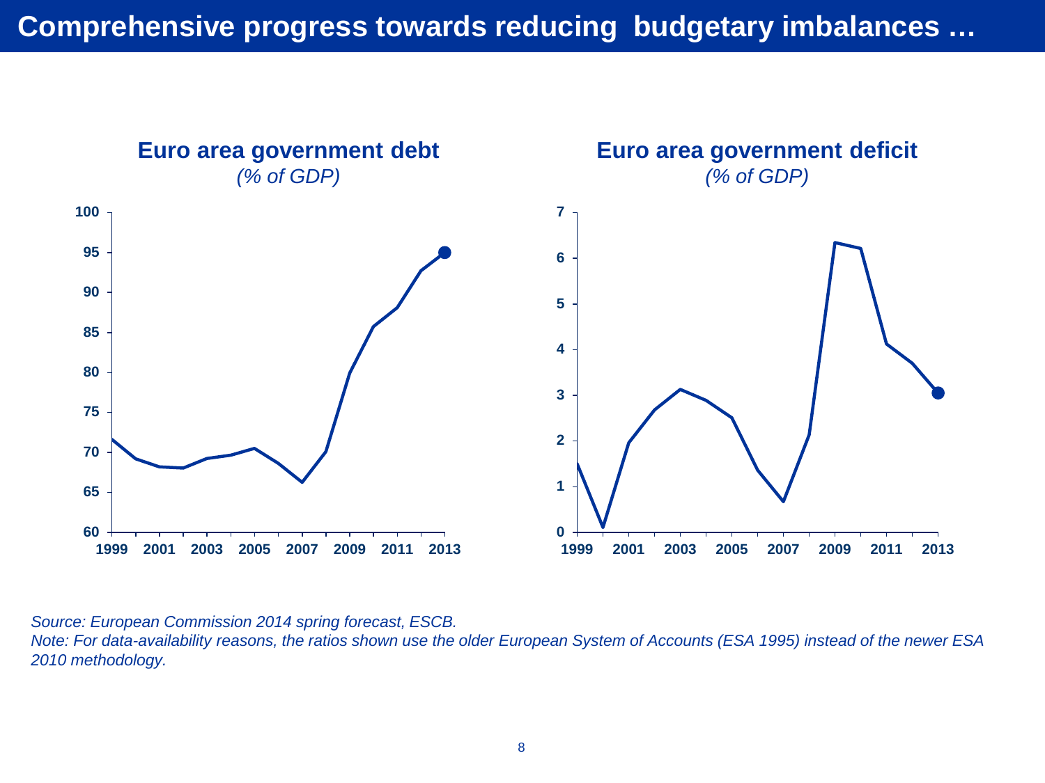# Comprehensive progress towards reducing budgetary imbalances …

**Euro area government debt**
*(% of GDP)*

**Euro area government deficit**
*(% of GDP)*

*Source: European Commission 2014 spring forecast, ESCB.*
*Note: For data-availability reasons, the ratios shown use the older European System of Accounts (ESA 1995) instead of the newer ESA 2010 methodology.*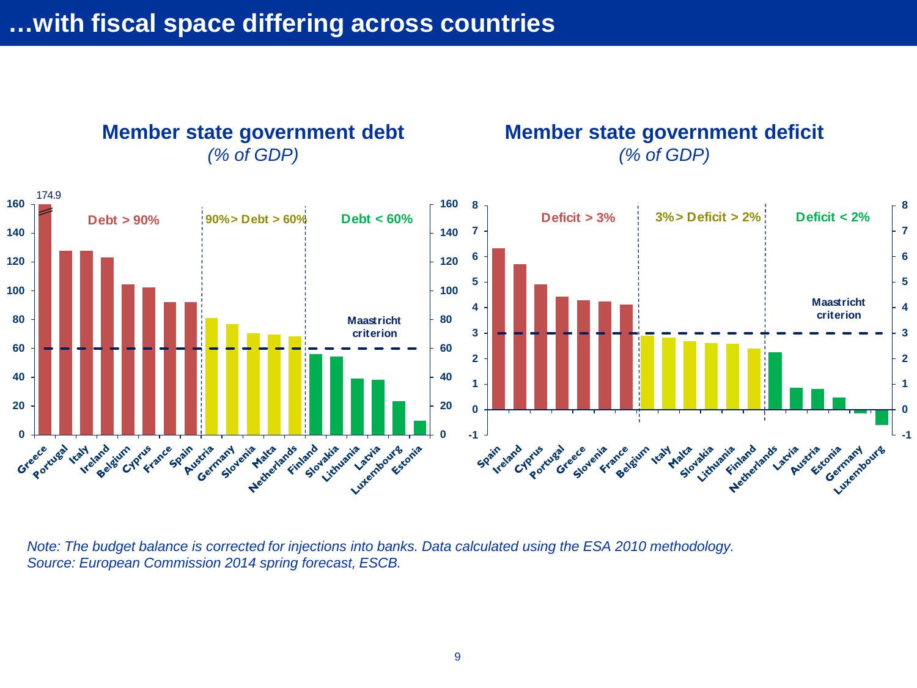# …with fiscal space differering across countries

## Member state government debt
*(% of GDP)*

174.9

Debt > 90% | 90%> Debt > 60% | Debt < 60%

Maastricht criterion

Greece, Portugal, Italy, Ireland, Belgium, Cyprus, France, Spain, Austria, Germany, Slovenia, Malta, Netherlands, Finland, Slovakia, Lithuania, Latvia, Luxembourg, Estonia

## Member state government deficit
*(% of GDP)*

Deficit > 3% | 3%> Deficit > 2% | Deficit < 2%

Maastricht criterion

Spain, Ireland, Cyprus, Portugal, Greece, Slovenia, France, Belgium, Italy, Malta, Slovakia, Lithuania, Finland, Netherlands, Latvia, Austria, Estonia, Germany, Luxembourg

*Note: The budget balance is corrected for injections into banks. Data calculated using the ESA 2010 methodology.*
*Source: European Commission 2014 spring forecast, ESCB.*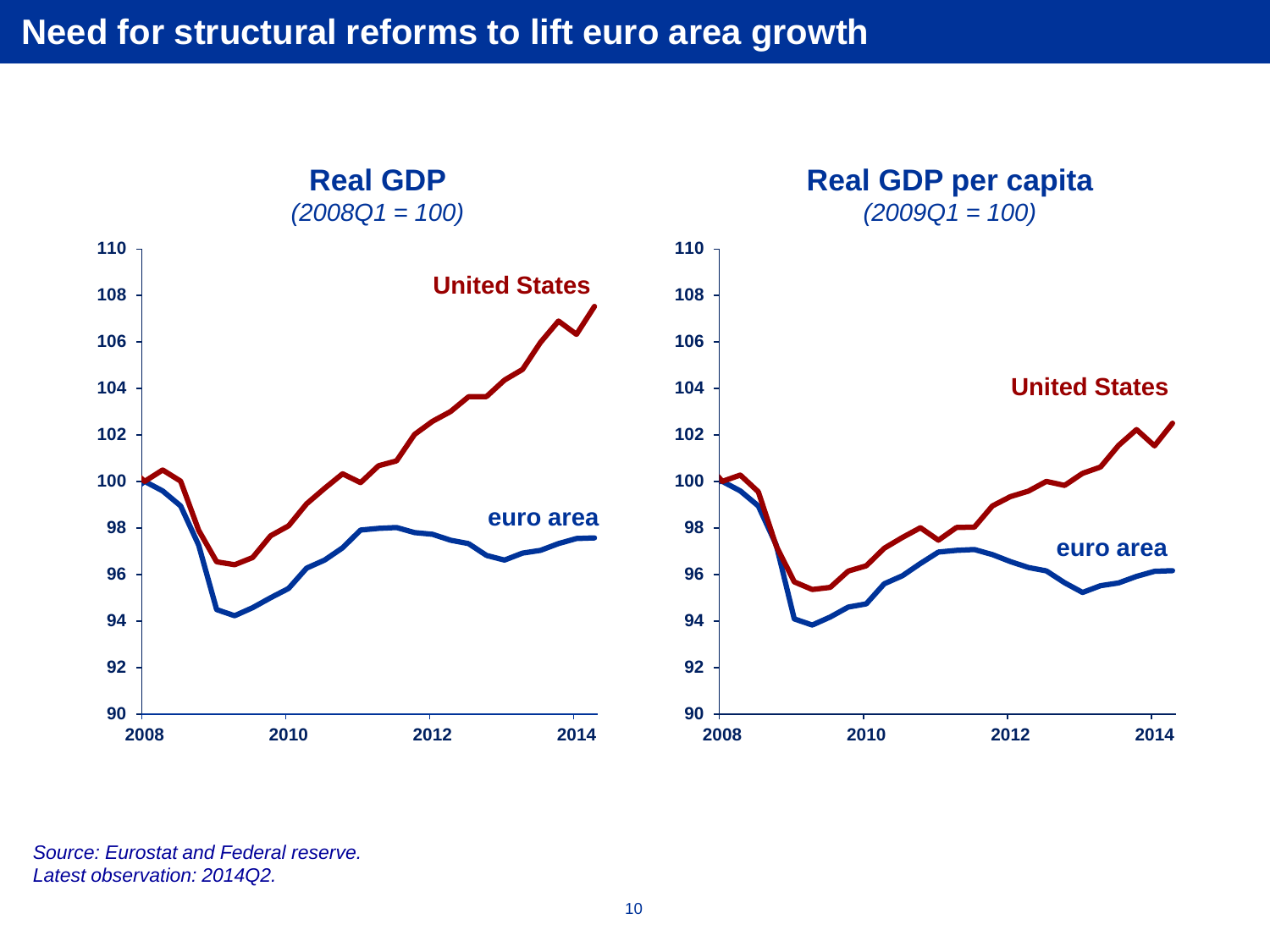# Need for structural reforms to lift euro area growth

**Real GDP**
*(2008Q1 = 100)*

**Real GDP per capita**
*(2009Q1 = 100)*

*Source: Eurostat and Federal reserve.*
*Latest observation: 2014Q2.*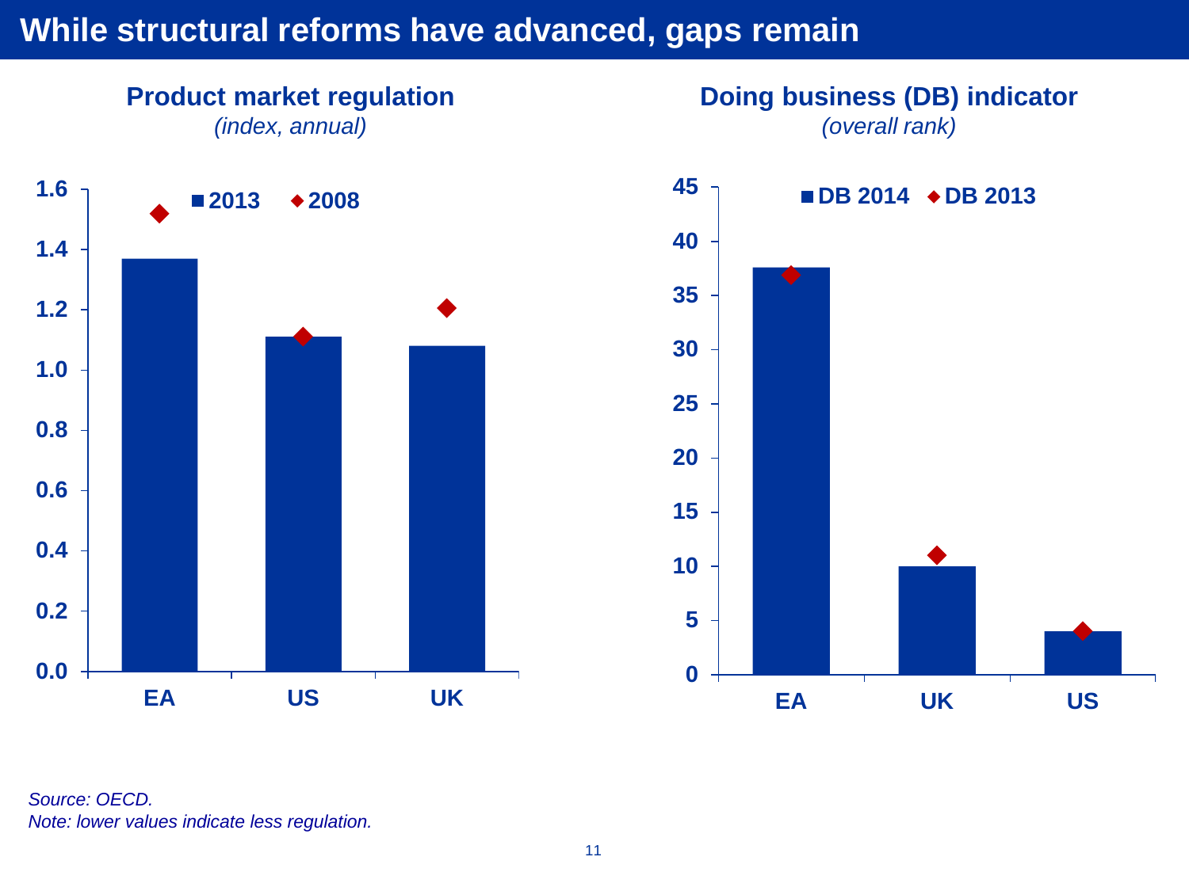# While structural reforms have advanced, gaps remain

**Product market regulation**
*(index, annual)*

**Doing business (DB) indicator**
*(overall rank)*

*Source: OECD.*
*Note: lower values indicate less regulation.*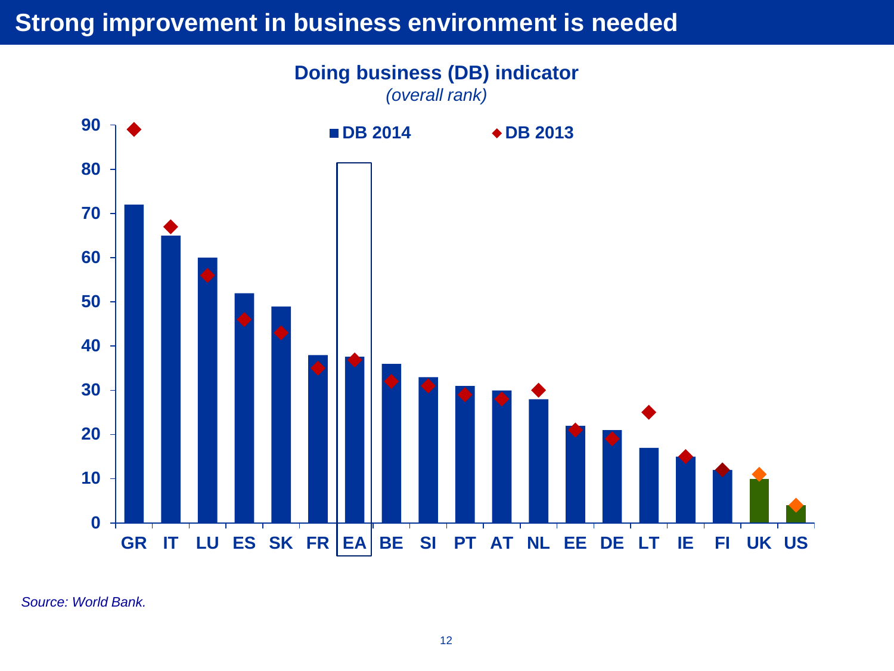# Strong improvement in business environment is needed

**Doing business (DB) indicator**
*(overall rank)*

| Country | DB 2014 | DB 2013 |
|---|---|---|
| GR | 72 | 89 |
| IT | 65 | 67 |
| LU | 60 | 56 |
| ES | 52 | 46 |
| SK | 49 | 43 |
| FR | 38 | 35 |
| EA | 37.5 | 37 |
| BE | 36 | 32 |
| SI | 33 | 31 |
| PT | 31 | 29 |
| AT | 30 | 28 |
| NL | 28 | 30 |
| EE | 22 | 21 |
| DE | 21 | 19 |
| LT | 17 | 25 |
| IE | 15 | 15 |
| FI | 12 | 12 |
| UK | 10 | 11 |
| US | 4 | 4 |

*Source: World Bank.*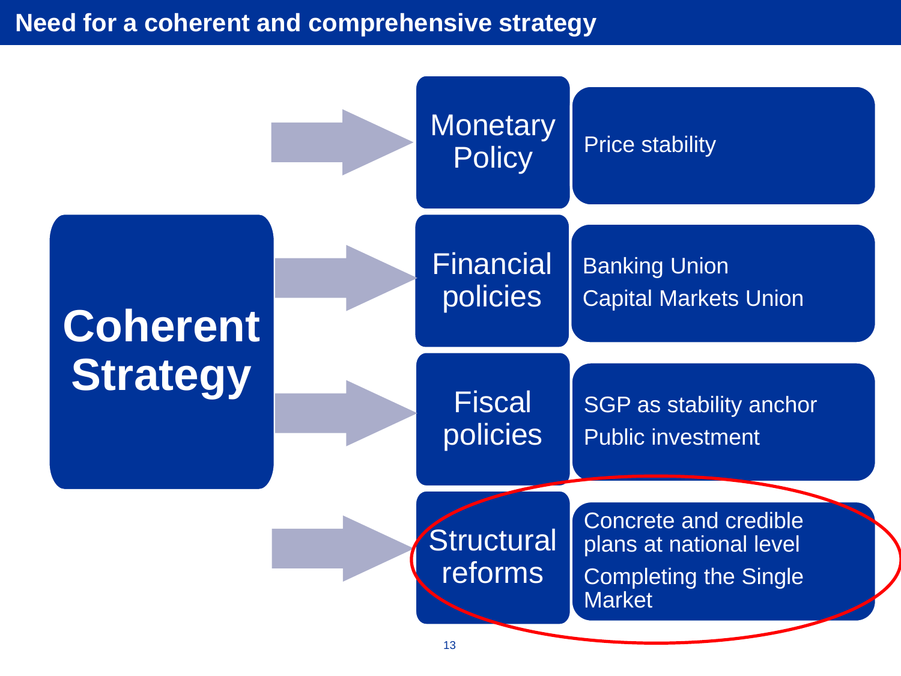# Need for a coherent and comprehensive strategy

**Coherent Strategy**

- **Monetary Policy**
  - Price stability
- **Financial policies**
  - Banking Union
  - Capital Markets Union
- **Fiscal policies**
  - SGP as stability anchor
  - Public investment
- **Structural reforms**
  - Concrete and credible plans at national level
  - Completing the Single Market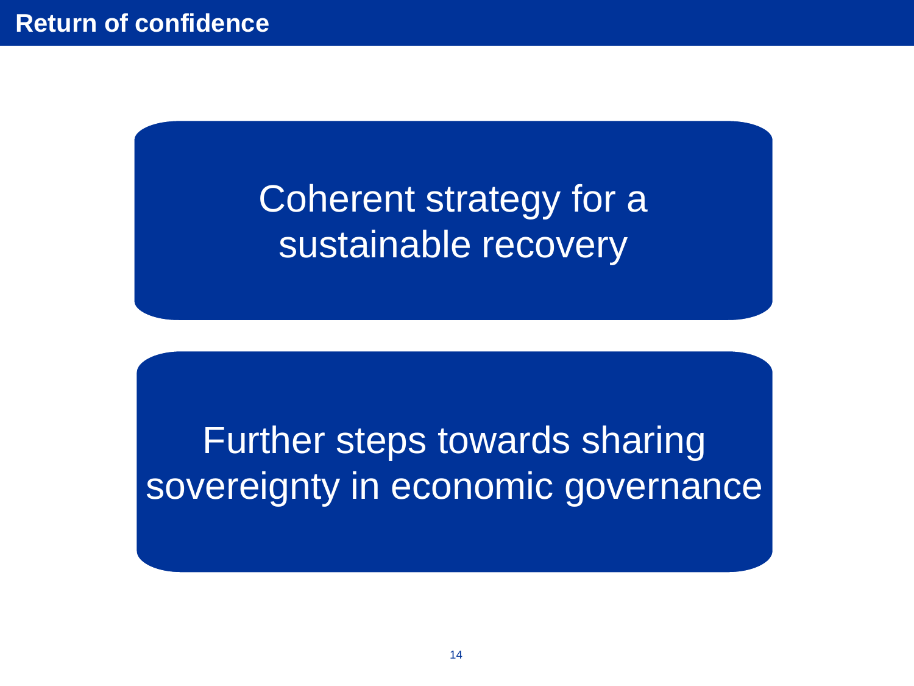# Return of confidence

Coherent strategy for a sustainable recovery

Further steps towards sharing sovereignty in economic governance